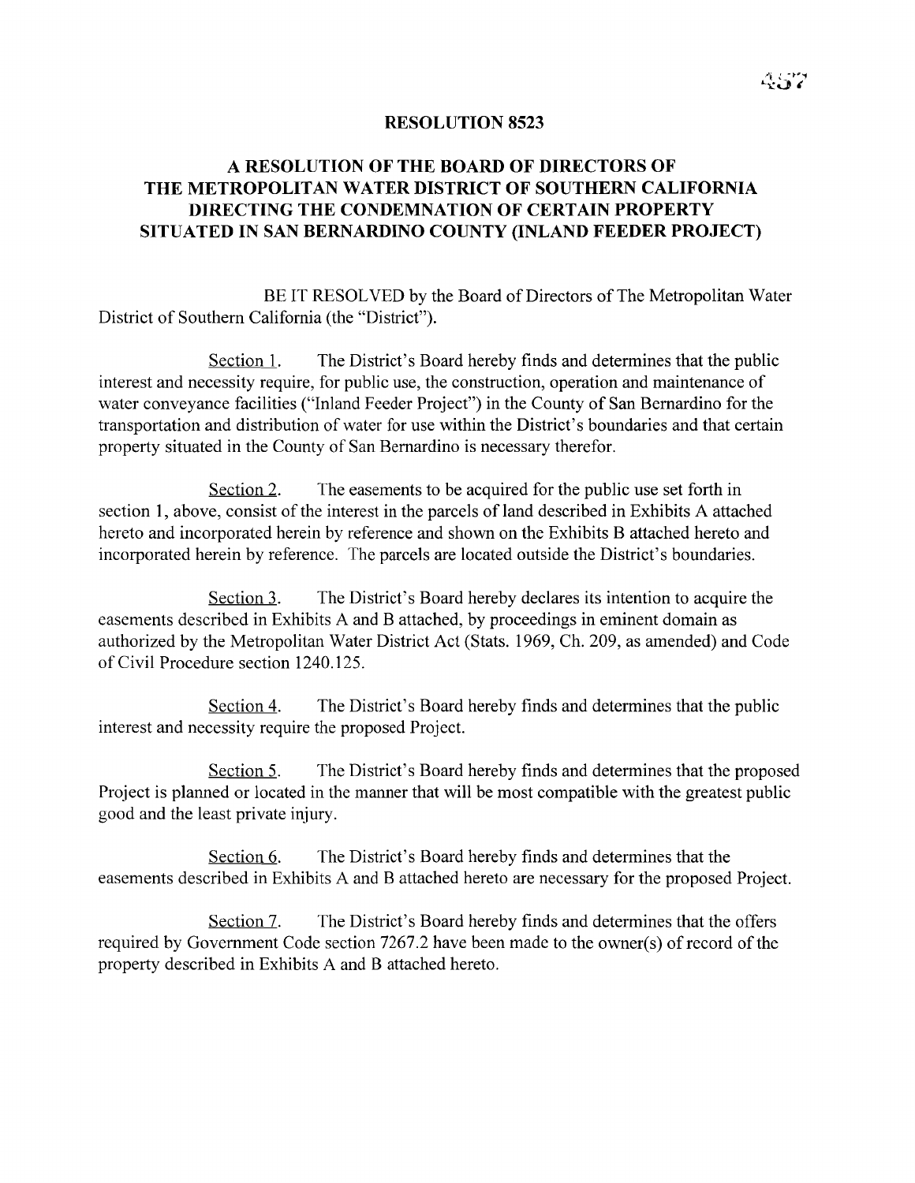# RESOLUTION 8523

## A RESOLUTION OF THE BOARD OF DIRECTORS OF THE METROPOLITAN WATER DISTRICT OF SOUTHERN CALIFORNIA DIRECTING THE CONDEMNATION OF CERTAIN PROPERTY SITUATED IN SAN BERNARDINO COUNTY (INLAND FEEDER PROJECT)

BE IT RESOLVED by the Board of Directors of The Metropolitan Water District of Southern California (the "District").

Section 1. The District's Board hereby finds and determines that the public interest and necessity require, for public use, the construction, operation and maintenance of water conveyance facilities ("Inland Feeder Project") in the County of San Bernardino for the transportation and distribution of water for use within the District's boundaries and that certain property situated in the County of San Bernardino is necessary therefor.

Section 2. The easements to be acquired for the public use set forth in section 1, above, consist of the interest in the parcels of land described in Exhibits A attached hereto and incorporated herein by reference and shown on the Exhibits B attached hereto and incorporated herein by reference. The parcels are located outside the District's boundaries.

Section 3. The District's Board hereby declares its intention to acquire the easements described in Exhibits A and B attached, by proceedings in eminent domain as authorized by the Metropolitan Water District Act (Stats. 1969, Ch. 209, as amended) and Code of Civil Procedure section 1240.125.

Section 4. The District's Board hereby finds and determines that the public interest and necessity require the proposed Project.

Section 5. The District's Board hereby finds and determines that the proposed Project is planned or located in the manner that will be most compatible with the greatest public good and the least private injury.

Section 6. The District's Board hereby finds and determines that the easements described in Exhibits A and B attached hereto are necessary for the proposed Project.

Section 7. The District's Board hereby finds and determines that the offers required by Government Code section 7267.2 have been made to the owner(s) of record of the property described in Exhibits A and B attached hereto.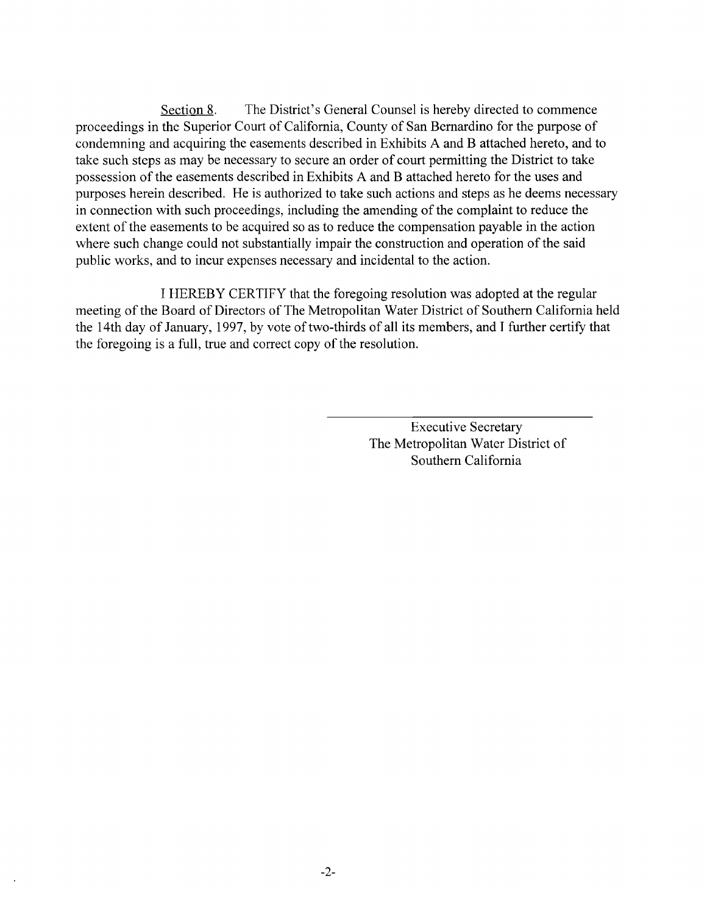Section 8. The District's General Counsel is hereby directed to commence proceedings in the Superior Court of California, County of San Bernardino for the purpose of condemning and acquiring the easements described in Exhibits A and B attached hereto, and to take such steps as may be necessary to secure an order of court permitting the District to take possession of the easements described in Exhibits A and B attached hereto for the uses and purposes herein described. He is authorized to take such actions and steps as he deems necessary in connection with such proceedings, including the amending of the complaint to reduce the extent of the easements to be acquired so as to reduce the compensation payable in the action where such change could not substantially impair the construction and operation of the said public works, and to incur expenses necessary and incidental to the action.

I HEREBY CERTIFY that the foregoing resolution was adopted at the regular meeting of the Board of Directors of The Metropolitan Water District of Southern California held the 14th day of January, 1997, by vote of two-thirds of all its members, and I further certify that the foregoing is a full, true and correct copy of the resolution.

Executive Secretary
The Metropolitan Water District of
Southern California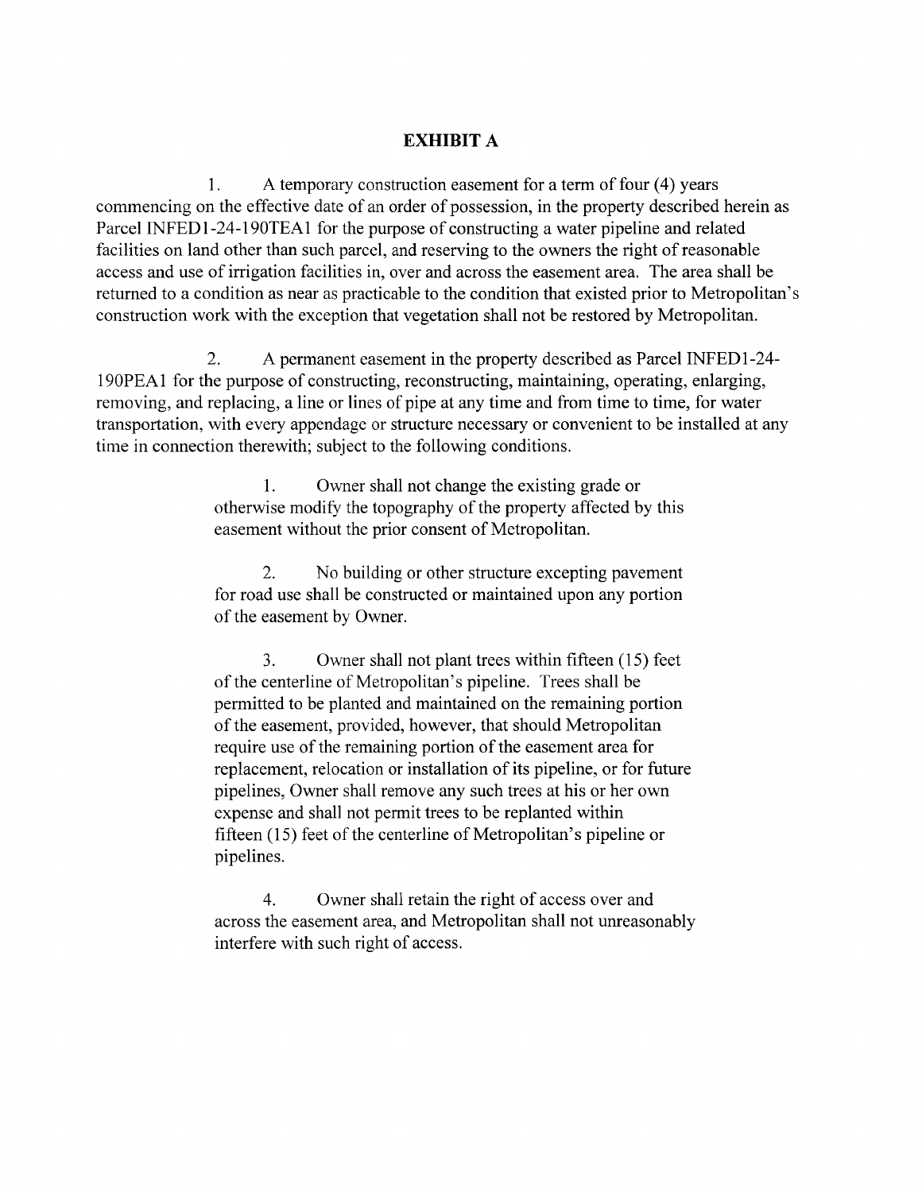# EXHIBIT A

1. A temporary construction easement for a term of four (4) years commencing on the effective date of an order of possession, in the property described herein as Parcel INFED1-24-190TEA1 for the purpose of constructing a water pipeline and related facilities on land other than such parcel, and reserving to the owners the right of reasonable access and use of irrigation facilities in, over and across the easement area. The area shall be returned to a condition as near as practicable to the condition that existed prior to Metropolitan's construction work with the exception that vegetation shall not be restored by Metropolitan.

2. A permanent easement in the property described as Parcel INFED1-24-190PEA1 for the purpose of constructing, reconstructing, maintaining, operating, enlarging, removing, and replacing, a line or lines of pipe at any time and from time to time, for water transportation, with every appendage or structure necessary or convenient to be installed at any time in connection therewith; subject to the following conditions.

> 1. Owner shall not change the existing grade or otherwise modify the topography of the property affected by this easement without the prior consent of Metropolitan.
>
> 2. No building or other structure excepting pavement for road use shall be constructed or maintained upon any portion of the easement by Owner.
>
> 3. Owner shall not plant trees within fifteen (15) feet of the centerline of Metropolitan's pipeline. Trees shall be permitted to be planted and maintained on the remaining portion of the easement, provided, however, that should Metropolitan require use of the remaining portion of the easement area for replacement, relocation or installation of its pipeline, or for future pipelines, Owner shall remove any such trees at his or her own expense and shall not permit trees to be replanted within fifteen (15) feet of the centerline of Metropolitan's pipeline or pipelines.
>
> 4. Owner shall retain the right of access over and across the easement area, and Metropolitan shall not unreasonably interfere with such right of access.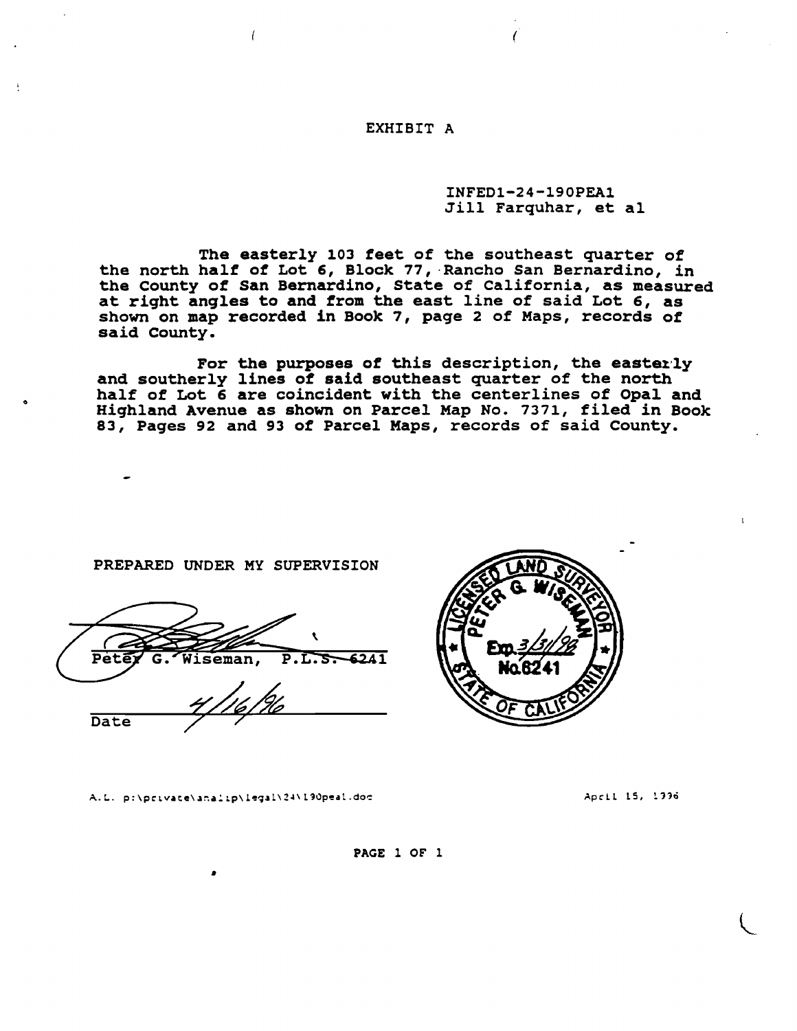EXHIBIT A

INFED1-24-190PEA1
Jill Farquhar, et al

The easterly 103 feet of the southeast quarter of the north half of Lot 6, Block 77, Rancho San Bernardino, in the County of San Bernardino, State of California, as measured at right angles to and from the east line of said Lot 6, as shown on map recorded in Book 7, page 2 of Maps, records of said County.

For the purposes of this description, the easterly and southerly lines of said southeast quarter of the north half of Lot 6 are coincident with the centerlines of Opal and Highland Avenue as shown on Parcel Map No. 7371, filed in Book 83, Pages 92 and 93 of Parcel Maps, records of said County.

PREPARED UNDER MY SUPERVISION

Peter G. Wiseman, P.L.S. 6241

Date 4/16/96

LICENSED LAND SURVEYOR
PETER G. WISEMAN
Exp. 3/31/98
No. 6241
STATE OF CALIFORNIA

A.L. p:\private\analip\legal\24\190peal.doc

April 15, 1996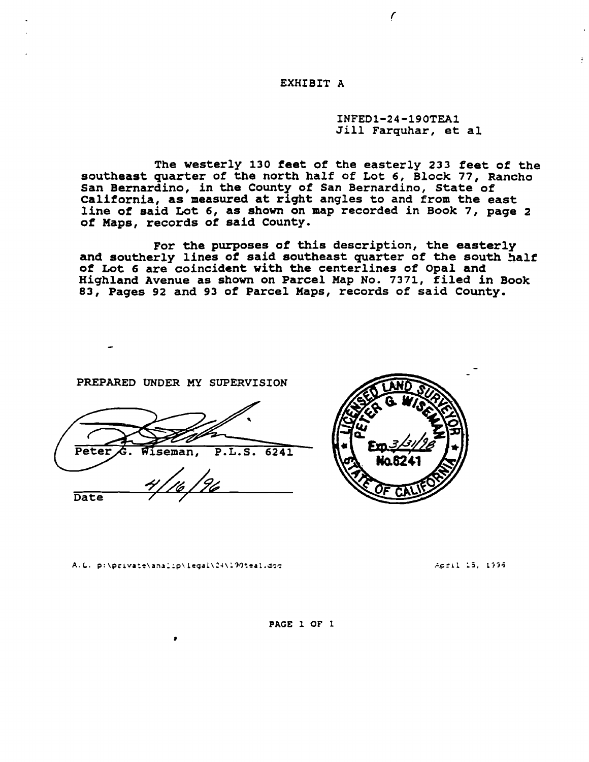# EXHIBIT A

INFED1-24-190TEA1
Jill Farquhar, et al

The westerly 130 feet of the easterly 233 feet of the southeast quarter of the north half of Lot 6, Block 77, Rancho San Bernardino, in the County of San Bernardino, State of California, as measured at right angles to and from the east line of said Lot 6, as shown on map recorded in Book 7, page 2 of Maps, records of said County.

For the purposes of this description, the easterly and southerly lines of said southeast quarter of the south half of Lot 6 are coincident with the centerlines of Opal and Highland Avenue as shown on Parcel Map No. 7371, filed in Book 83, Pages 92 and 93 of Parcel Maps, records of said County.

PREPARED UNDER MY SUPERVISION

Peter G. Wiseman, P.L.S. 6241

Date 4/16/96

LICENSED LAND SURVEYOR
PETER G. WISEMAN
Exp. 3/31/98
No. 6241
STATE OF CALIFORNIA

A.L. p:\private\analip\legal\24\190teal.doc

April 15, 1996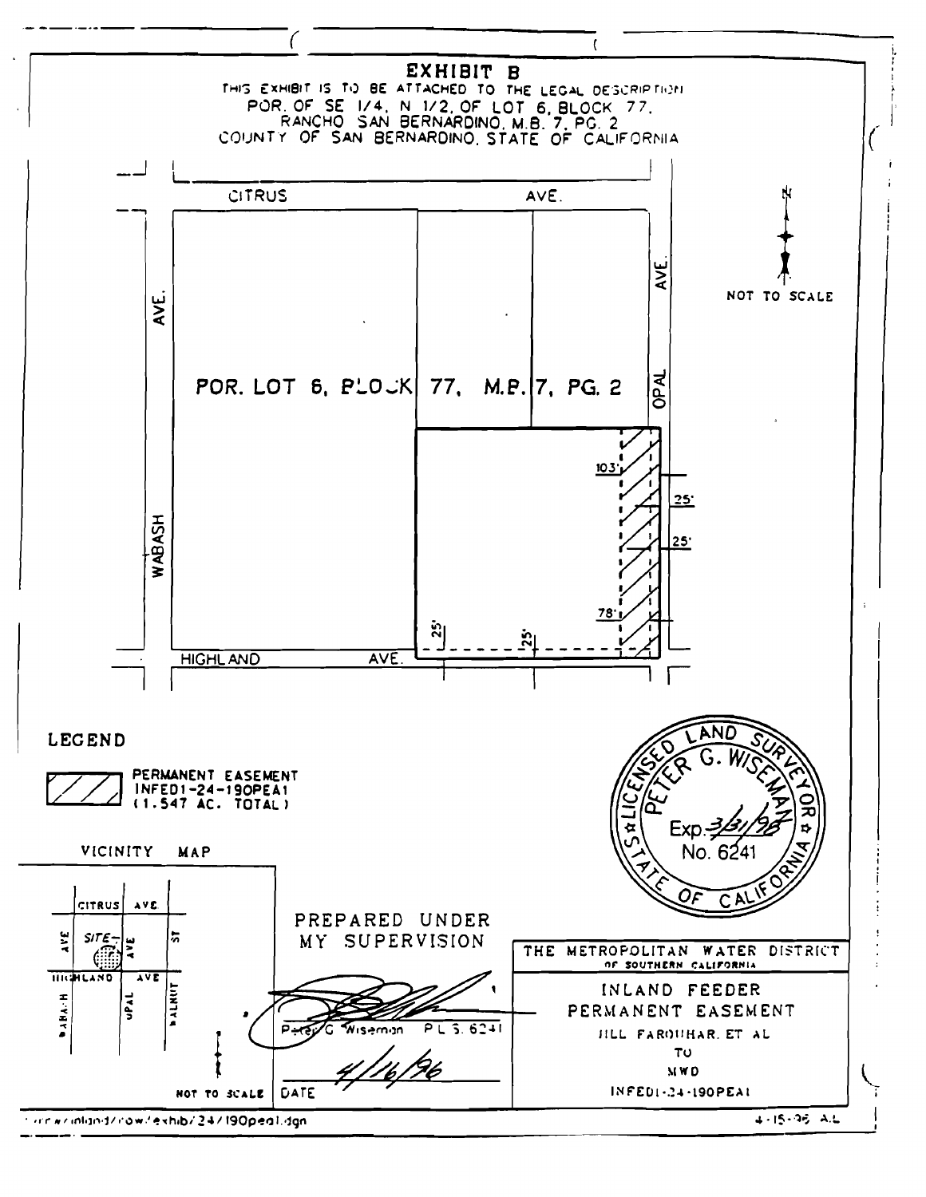# EXHIBIT B

THIS EXHIBIT IS TO BE ATTACHED TO THE LEGAL DESCRIPTION
POR. OF SE 1/4, N 1/2, OF LOT 6, BLOCK 77,
RANCHO SAN BERNARDINO, M.B. 7, PG. 2
COUNTY OF SAN BERNARDINO, STATE OF CALIFORNIA

CITRUS AVE.

WABASH AVE.

OPAL AVE.

HIGHLAND AVE.

POR. LOT 6, BLOCK 77, M.B. 7, PG. 2

103'

25'

25'

78'

25'

25'

N

NOT TO SCALE

## LEGEND

PERMANENT EASEMENT
INFED1-24-190PEA1
(1.547 AC. TOTAL)

LICENSED LAND SURVEYOR
PETER G. WISEMAN
Exp. 3/31/98
No. 6241
STATE OF CALIFORNIA

## VICINITY MAP

CITRUS AVE.
WABASH AVE.
SITE
OPAL AVE.
HIGHLAND AVE.
WALNUT ST.

NOT TO SCALE

PREPARED UNDER
MY SUPERVISION

Peter G. Wiseman P.L.S. 6241

DATE 4/16/96

THE METROPOLITAN WATER DISTRICT
OF SOUTHERN CALIFORNIA

INLAND FEEDER
PERMANENT EASEMENT
JILL FARQUHAR, ET AL
TO
MWD
INFED1-24-190PEA1

...rw/inland/row/exhib/24/190pea1.dgn

4-15-96 A.L.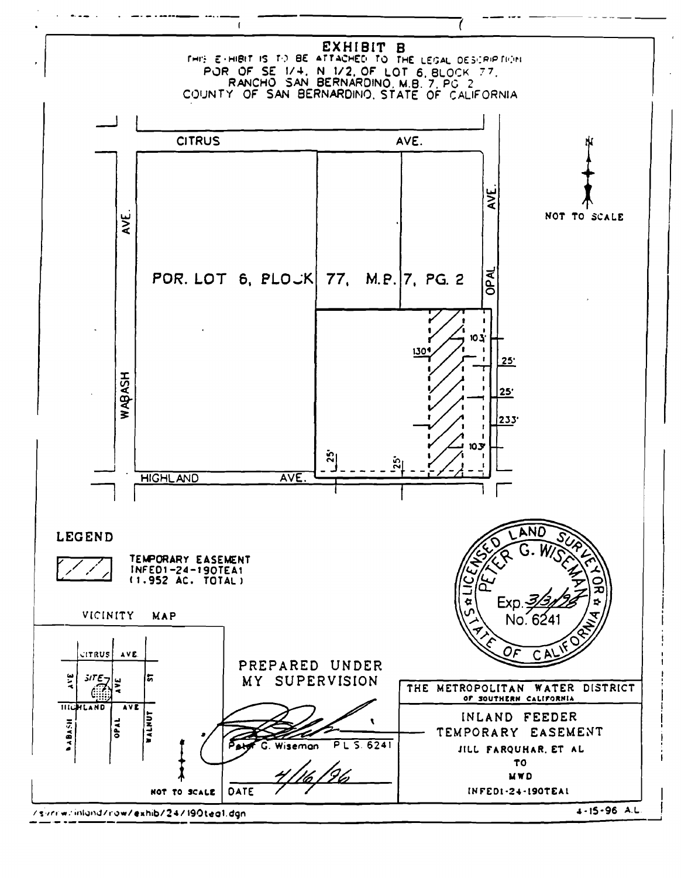# EXHIBIT B

THIS EXHIBIT IS TO BE ATTACHED TO THE LEGAL DESCRIPTION
POR OF SE 1/4, N 1/2, OF LOT 6, BLOCK 77,
RANCHO SAN BERNARDINO, M.B. 7, PG 2
COUNTY OF SAN BERNARDINO, STATE OF CALIFORNIA

CITRUS AVE.

WABASH AVE.

OPAL AVE.

HIGHLAND AVE.

POR. LOT 6, BLOCK 77, M.B. 7, PG. 2

130'

103'

25'

25'

233'

103'

25'

25'

NOT TO SCALE

**LEGEND**

TEMPORARY EASEMENT
INFED1-24-190TEA1
(1.952 AC. TOTAL)

VICINITY MAP

CITRUS AVE
SITE
HIGHLAND AVE
WABASH AVE
OPAL AVE
WALNUT ST

NOT TO SCALE

LICENSED LAND SURVEYOR
PETER G. WISEMAN
Exp. 3/31/98
No. 6241
STATE OF CALIFORNIA

PREPARED UNDER MY SUPERVISION

Peter G. Wiseman P.L.S. 6241

4/16/96

DATE

THE METROPOLITAN WATER DISTRICT OF SOUTHERN CALIFORNIA

INLAND FEEDER
TEMPORARY EASEMENT
JILL FARQUHAR, ET AL
TO
MWD
INFED1-24-190TEA1

/s/row/inland/row/exhib/24/190tea1.dgn

4-15-96 A.L.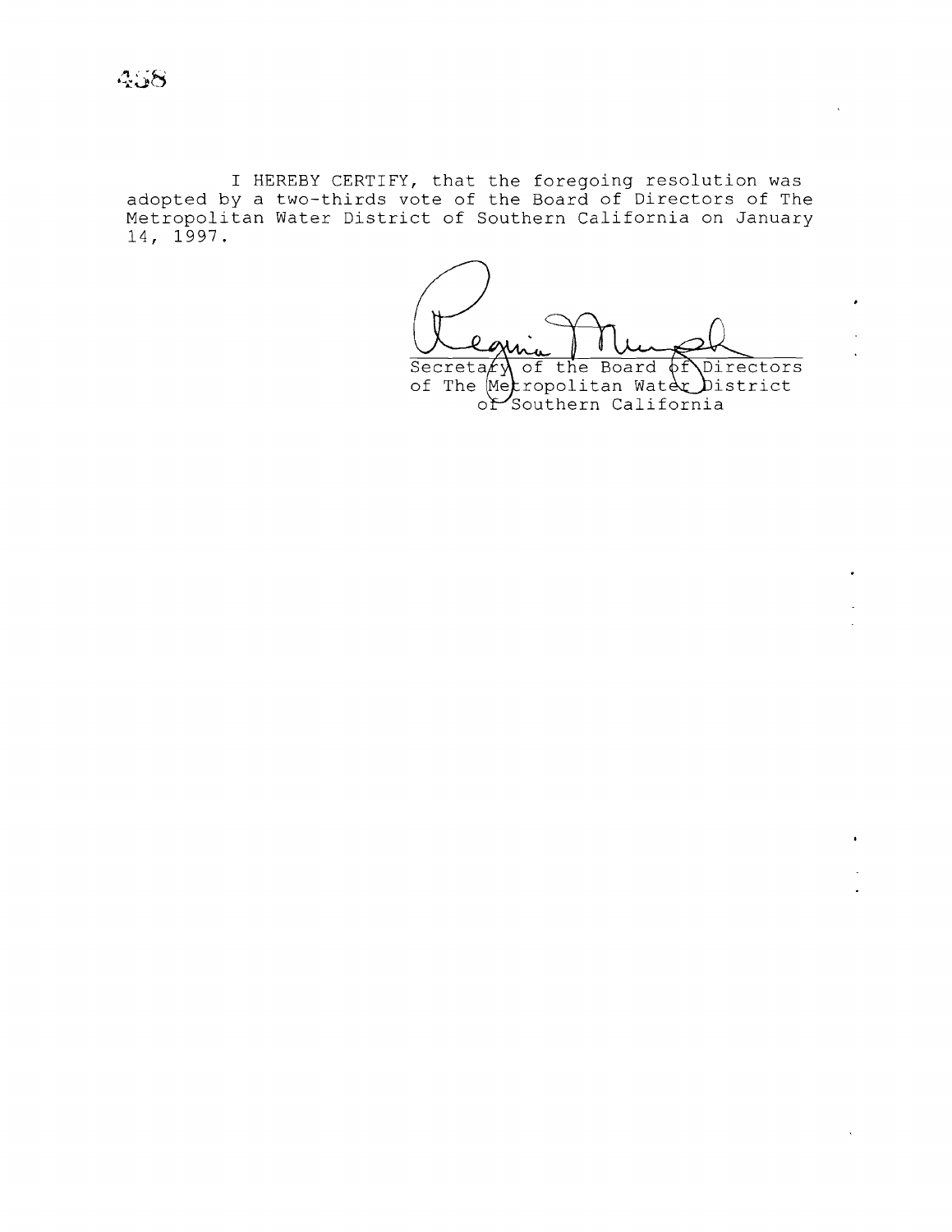I HEREBY CERTIFY, that the foregoing resolution was adopted by a two-thirds vote of the Board of Directors of The Metropolitan Water District of Southern California on January 14, 1997.

Secretary of the Board of Directors
of The Metropolitan Water District
of Southern California